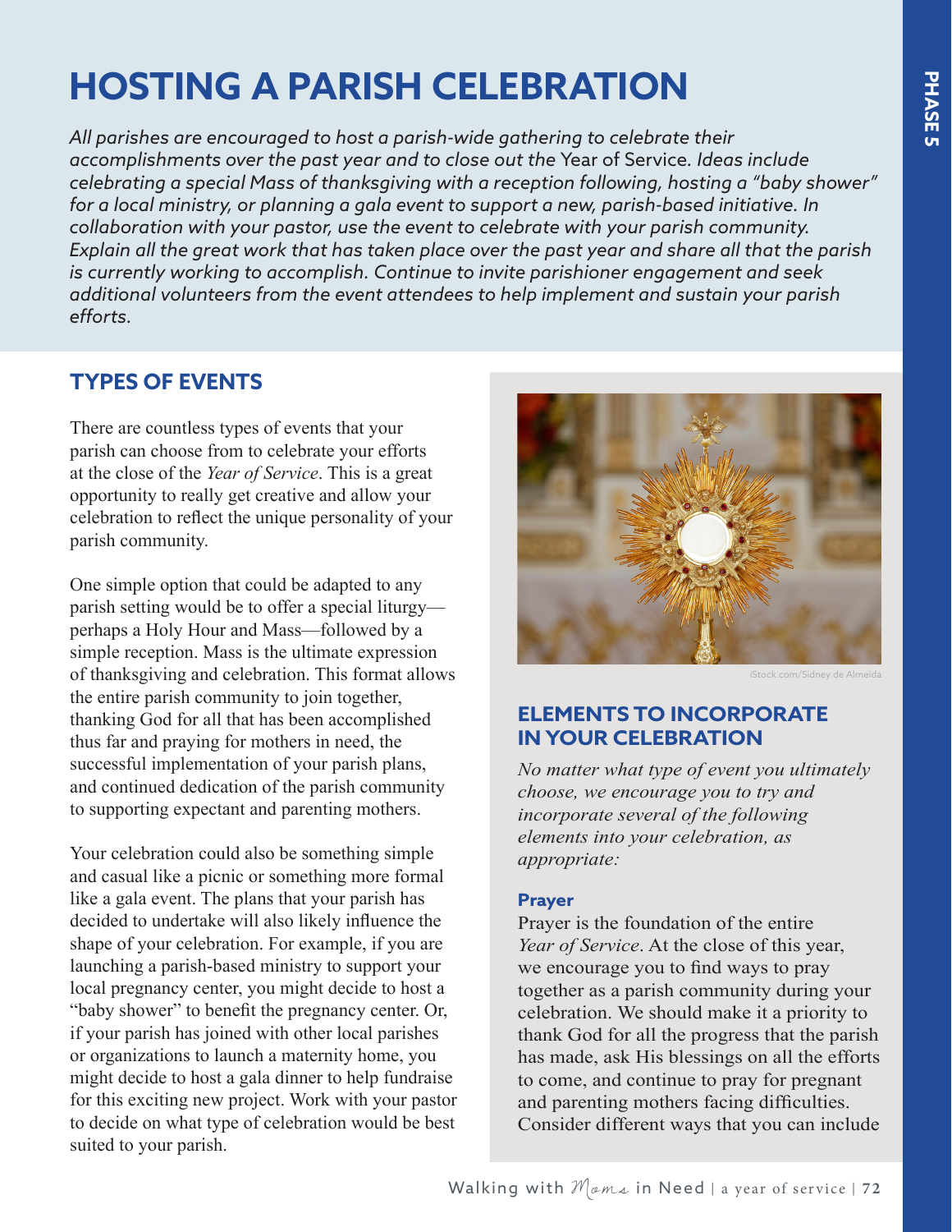# HOSTING A PARISH CELEBRATION

*All parishes are encouraged to host a parish-wide gathering to celebrate their accomplishments over the past year and to close out the* Year of Service*. Ideas include celebrating a special Mass of thanksgiving with a reception following, hosting a "baby shower" for a local ministry, or planning a gala event to support a new, parish-based initiative. In collaboration with your pastor, use the event to celebrate with your parish community. Explain all the great work that has taken place over the past year and share all that the parish is currently working to accomplish. Continue to invite parishioner engagement and seek additional volunteers from the event attendees to help implement and sustain your parish efforts.*

## TYPES OF EVENTS

There are countless types of events that your parish can choose from to celebrate your efforts at the close of the *Year of Service*. This is a great opportunity to really get creative and allow your celebration to reflect the unique personality of your parish community.

One simple option that could be adapted to any parish setting would be to offer a special liturgy—perhaps a Holy Hour and Mass—followed by a simple reception. Mass is the ultimate expression of thanksgiving and celebration. This format allows the entire parish community to join together, thanking God for all that has been accomplished thus far and praying for mothers in need, the successful implementation of your parish plans, and continued dedication of the parish community to supporting expectant and parenting mothers.

Your celebration could also be something simple and casual like a picnic or something more formal like a gala event. The plans that your parish has decided to undertake will also likely influence the shape of your celebration. For example, if you are launching a parish-based ministry to support your local pregnancy center, you might decide to host a "baby shower" to benefit the pregnancy center. Or, if your parish has joined with other local parishes or organizations to launch a maternity home, you might decide to host a gala dinner to help fundraise for this exciting new project. Work with your pastor to decide on what type of celebration would be best suited to your parish.

iStock.com/Sidney de Almeida

## ELEMENTS TO INCORPORATE IN YOUR CELEBRATION

*No matter what type of event you ultimately choose, we encourage you to try and incorporate several of the following elements into your celebration, as appropriate:*

### Prayer

Prayer is the foundation of the entire *Year of Service*. At the close of this year, we encourage you to find ways to pray together as a parish community during your celebration. We should make it a priority to thank God for all the progress that the parish has made, ask His blessings on all the efforts to come, and continue to pray for pregnant and parenting mothers facing difficulties. Consider different ways that you can include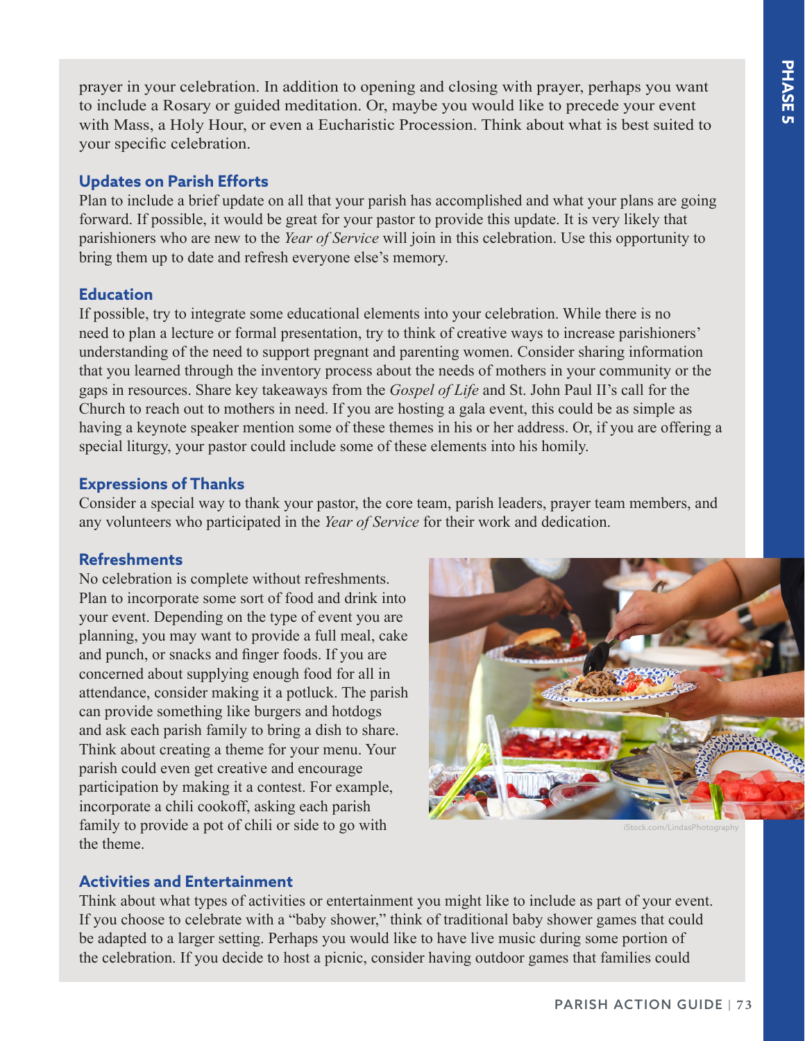prayer in your celebration. In addition to opening and closing with prayer, perhaps you want to include a Rosary or guided meditation. Or, maybe you would like to precede your event with Mass, a Holy Hour, or even a Eucharistic Procession. Think about what is best suited to your specific celebration.

### Updates on Parish Efforts

Plan to include a brief update on all that your parish has accomplished and what your plans are going forward. If possible, it would be great for your pastor to provide this update. It is very likely that parishioners who are new to the *Year of Service* will join in this celebration. Use this opportunity to bring them up to date and refresh everyone else's memory.

### Education

If possible, try to integrate some educational elements into your celebration. While there is no need to plan a lecture or formal presentation, try to think of creative ways to increase parishioners' understanding of the need to support pregnant and parenting women. Consider sharing information that you learned through the inventory process about the needs of mothers in your community or the gaps in resources. Share key takeaways from the *Gospel of Life* and St. John Paul II's call for the Church to reach out to mothers in need. If you are hosting a gala event, this could be as simple as having a keynote speaker mention some of these themes in his or her address. Or, if you are offering a special liturgy, your pastor could include some of these elements into his homily.

### Expressions of Thanks

Consider a special way to thank your pastor, the core team, parish leaders, prayer team members, and any volunteers who participated in the *Year of Service* for their work and dedication.

### Refreshments

No celebration is complete without refreshments. Plan to incorporate some sort of food and drink into your event. Depending on the type of event you are planning, you may want to provide a full meal, cake and punch, or snacks and finger foods. If you are concerned about supplying enough food for all in attendance, consider making it a potluck. The parish can provide something like burgers and hotdogs and ask each parish family to bring a dish to share. Think about creating a theme for your menu. Your parish could even get creative and encourage participation by making it a contest. For example, incorporate a chili cookoff, asking each parish family to provide a pot of chili or side to go with the theme.

iStock.com/LindasPhotography

### Activities and Entertainment

Think about what types of activities or entertainment you might like to include as part of your event. If you choose to celebrate with a "baby shower," think of traditional baby shower games that could be adapted to a larger setting. Perhaps you would like to have live music during some portion of the celebration. If you decide to host a picnic, consider having outdoor games that families could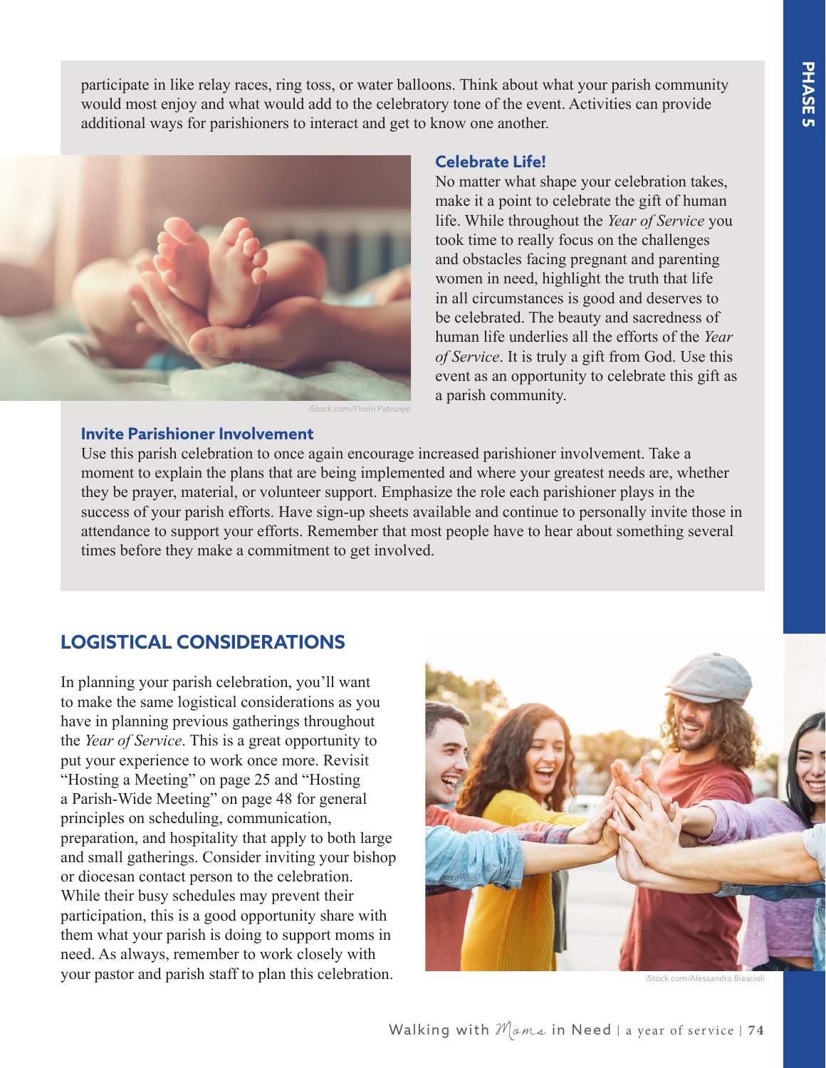participate in like relay races, ring toss, or water balloons. Think about what your parish community would most enjoy and what would add to the celebratory tone of the event. Activities can provide additional ways for parishioners to interact and get to know one another.

iStock.com/Florin Patrunjel

### Celebrate Life!

No matter what shape your celebration takes, make it a point to celebrate the gift of human life. While throughout the *Year of Service* you took time to really focus on the challenges and obstacles facing pregnant and parenting women in need, highlight the truth that life in all circumstances is good and deserves to be celebrated. The beauty and sacredness of human life underlies all the efforts of the *Year of Service*. It is truly a gift from God. Use this event as an opportunity to celebrate this gift as a parish community.

### Invite Parishioner Involvement

Use this parish celebration to once again encourage increased parishioner involvement. Take a moment to explain the plans that are being implemented and where your greatest needs are, whether they be prayer, material, or volunteer support. Emphasize the role each parishioner plays in the success of your parish efforts. Have sign-up sheets available and continue to personally invite those in attendance to support your efforts. Remember that most people have to hear about something several times before they make a commitment to get involved.

## LOGISTICAL CONSIDERATIONS

In planning your parish celebration, you'll want to make the same logistical considerations as you have in planning previous gatherings throughout the *Year of Service*. This is a great opportunity to put your experience to work once more. Revisit "Hosting a Meeting" on page 25 and "Hosting a Parish-Wide Meeting" on page 48 for general principles on scheduling, communication, preparation, and hospitality that apply to both large and small gatherings. Consider inviting your bishop or diocesan contact person to the celebration. While their busy schedules may prevent their participation, this is a good opportunity share with them what your parish is doing to support moms in need. As always, remember to work closely with your pastor and parish staff to plan this celebration.

iStock.com/Alessandro Biascioli